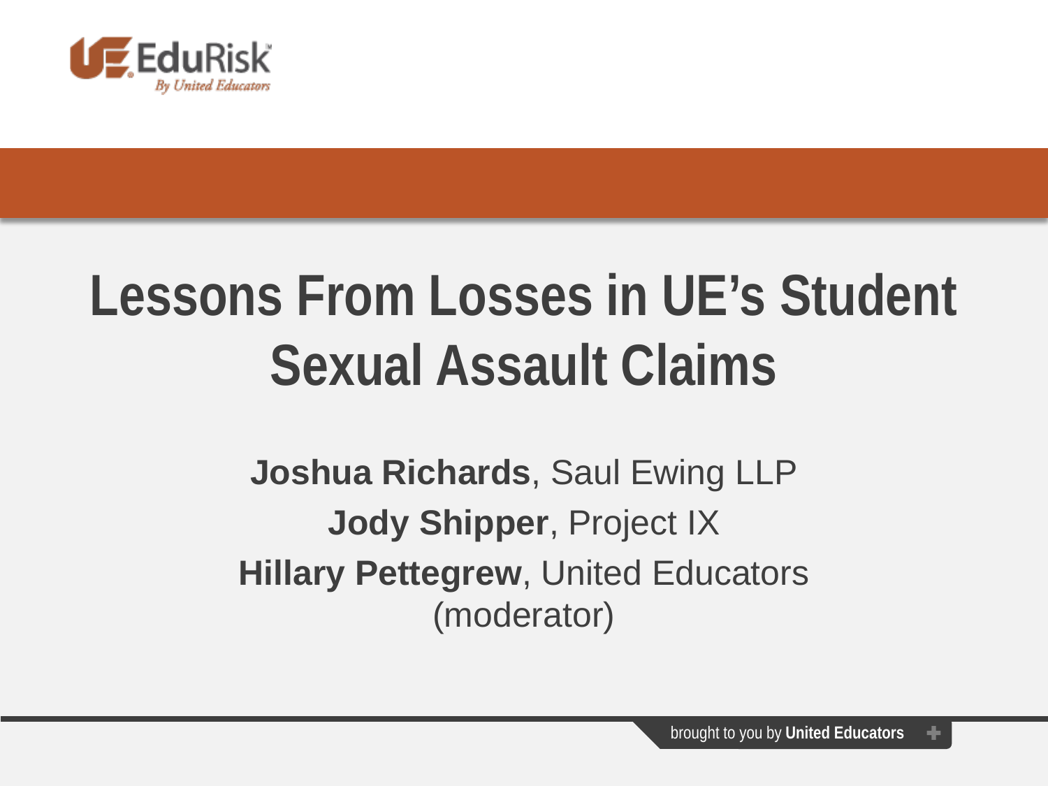EduRisk
*By United Educators*

# Lessons From Losses in UE's Student Sexual Assault Claims

**Joshua Richards**, Saul Ewing LLP

**Jody Shipper**, Project IX

**Hillary Pettegrew**, United Educators (moderator)

brought to you by **United Educators**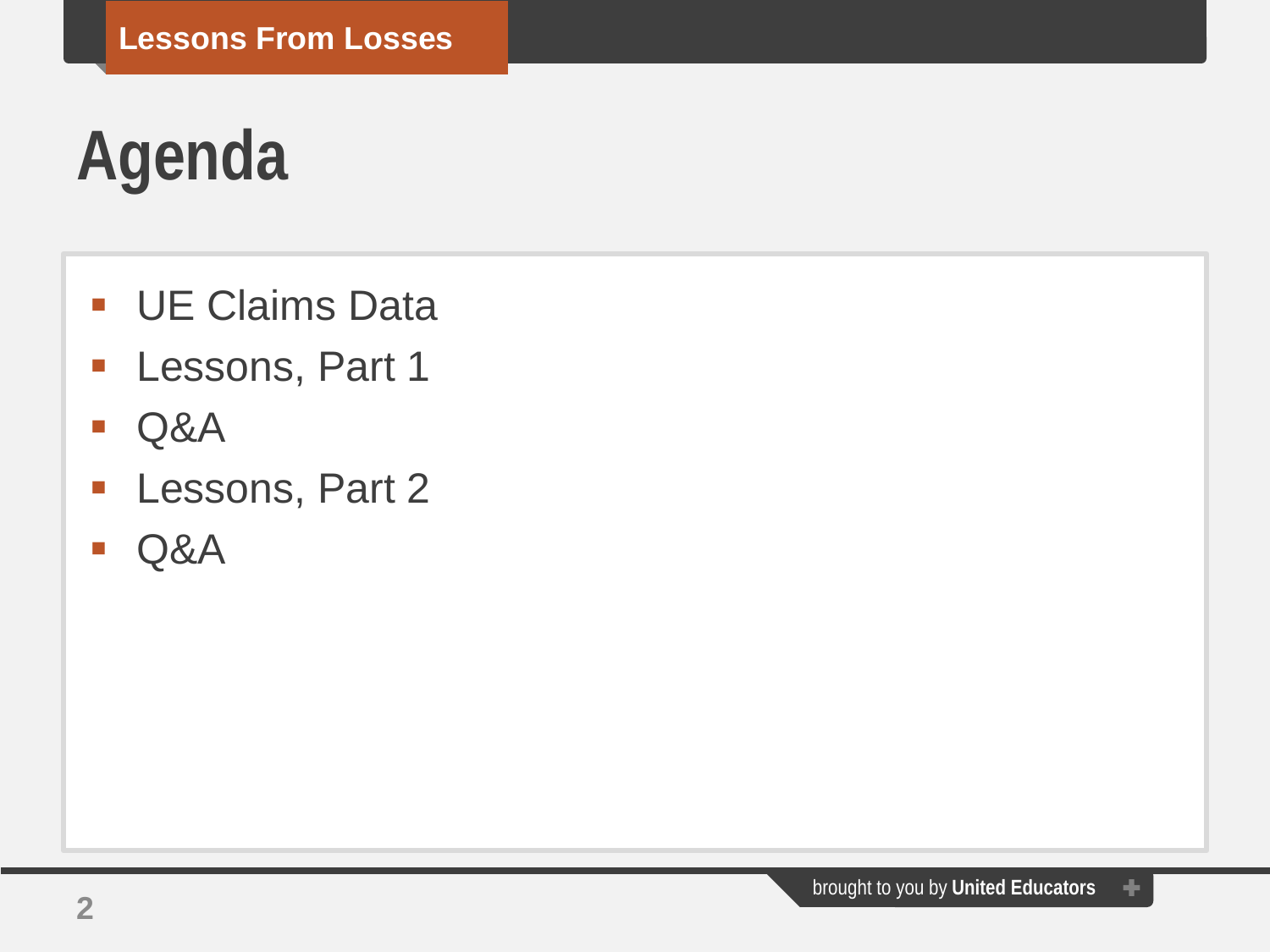# Agenda

- UE Claims Data
- Lessons, Part 1
- Q&A
- Lessons, Part 2
- Q&A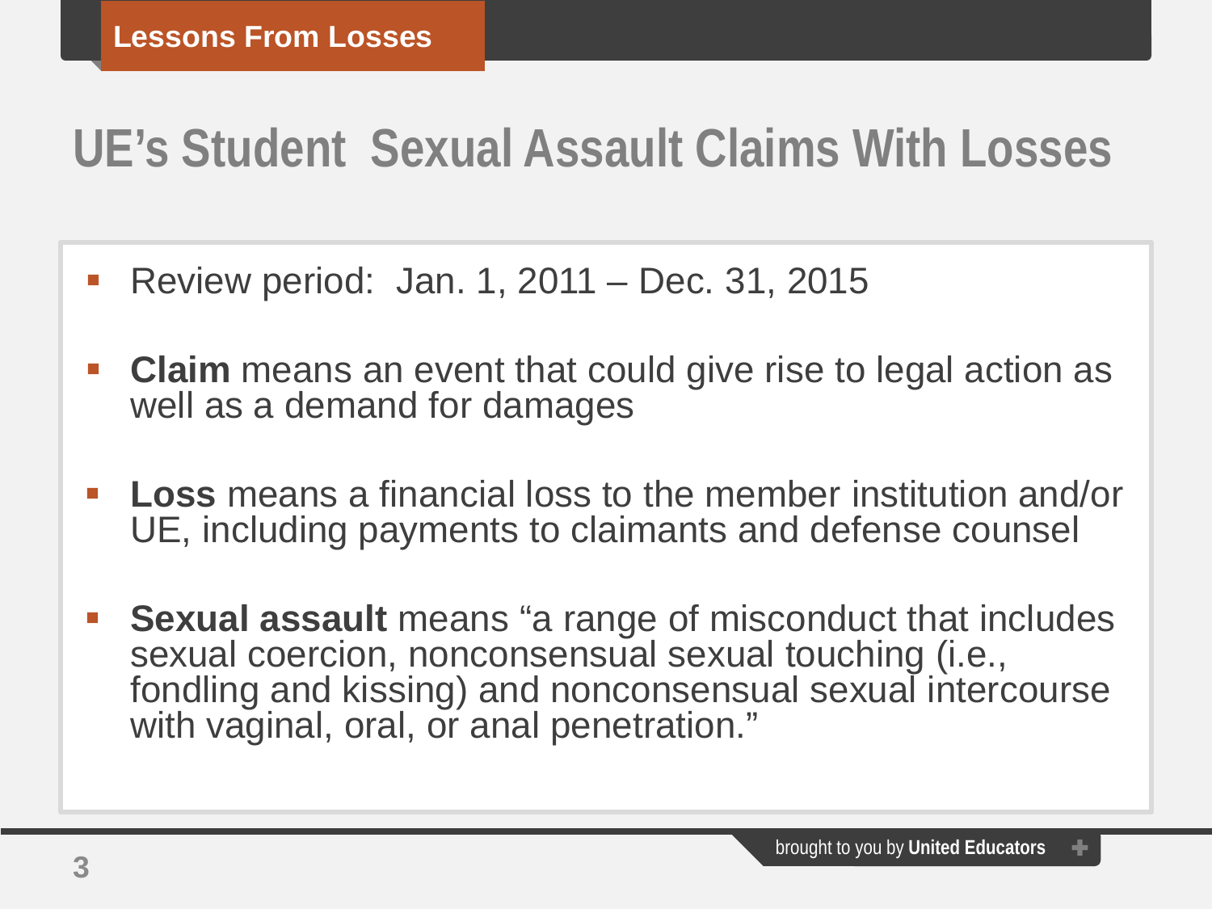# UE's Student Sexual Assault Claims With Losses

- Review period: Jan. 1, 2011 – Dec. 31, 2015
- **Claim** means an event that could give rise to legal action as well as a demand for damages
- **Loss** means a financial loss to the member institution and/or UE, including payments to claimants and defense counsel
- **Sexual assault** means "a range of misconduct that includes sexual coercion, nonconsensual sexual touching (i.e., fondling and kissing) and nonconsensual sexual intercourse with vaginal, oral, or anal penetration."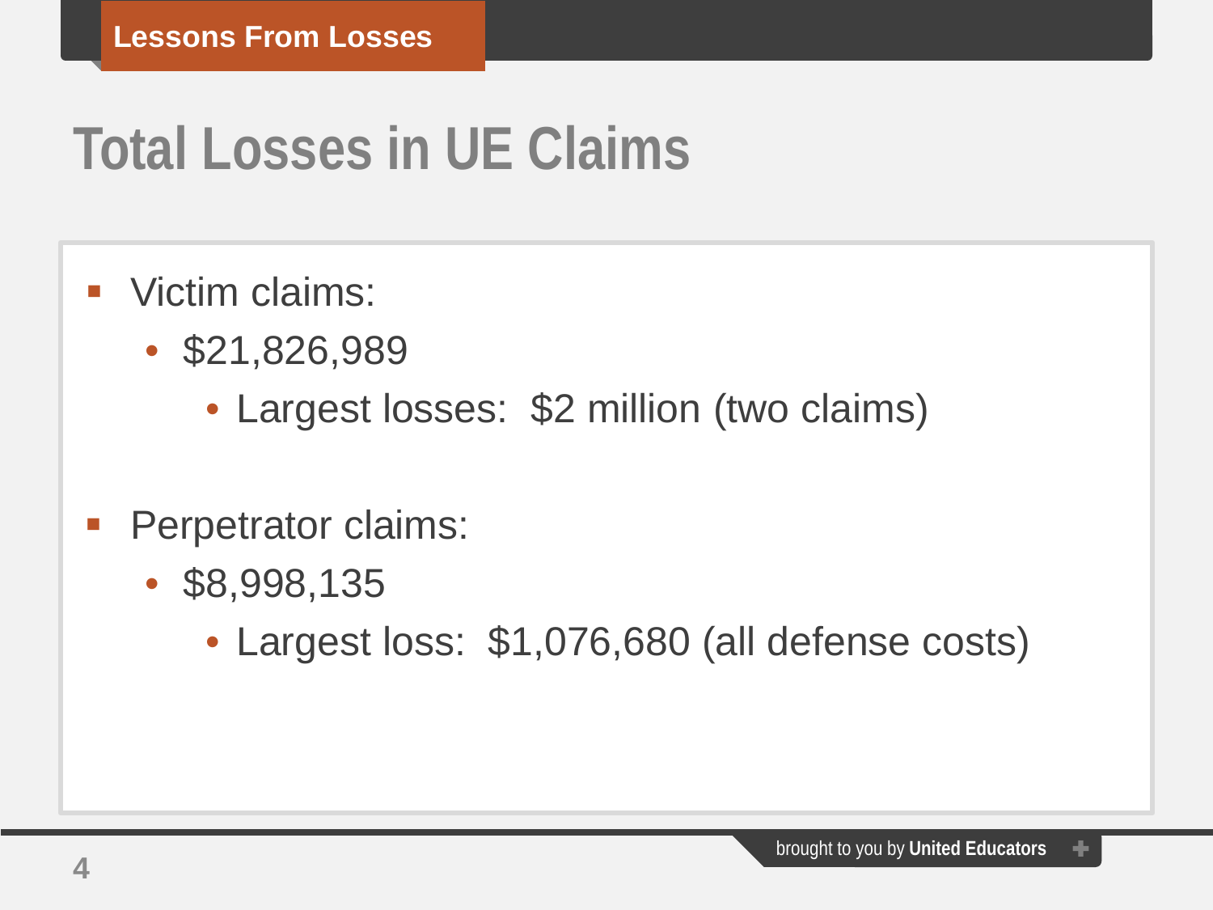# Total Losses in UE Claims

- Victim claims:
  - $21,826,989
    - Largest losses:  $2 million (two claims)

- Perpetrator claims:
  - $8,998,135
    - Largest loss:  $1,076,680 (all defense costs)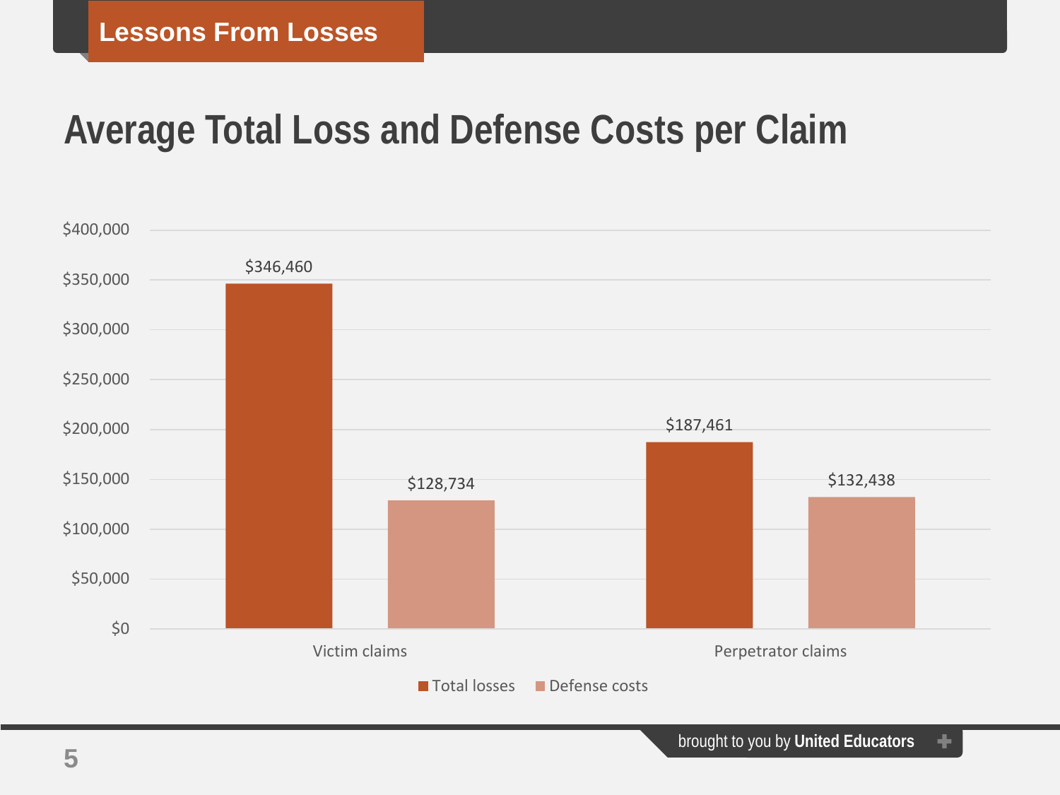## Lessons From Losses

# Average Total Loss and Defense Costs per Claim

| | Total losses | Defense costs |
|---|---|---|
| Victim claims | $346,460 | $128,734 |
| Perpetrator claims | $187,461 | $132,438 |

brought to you by **United Educators**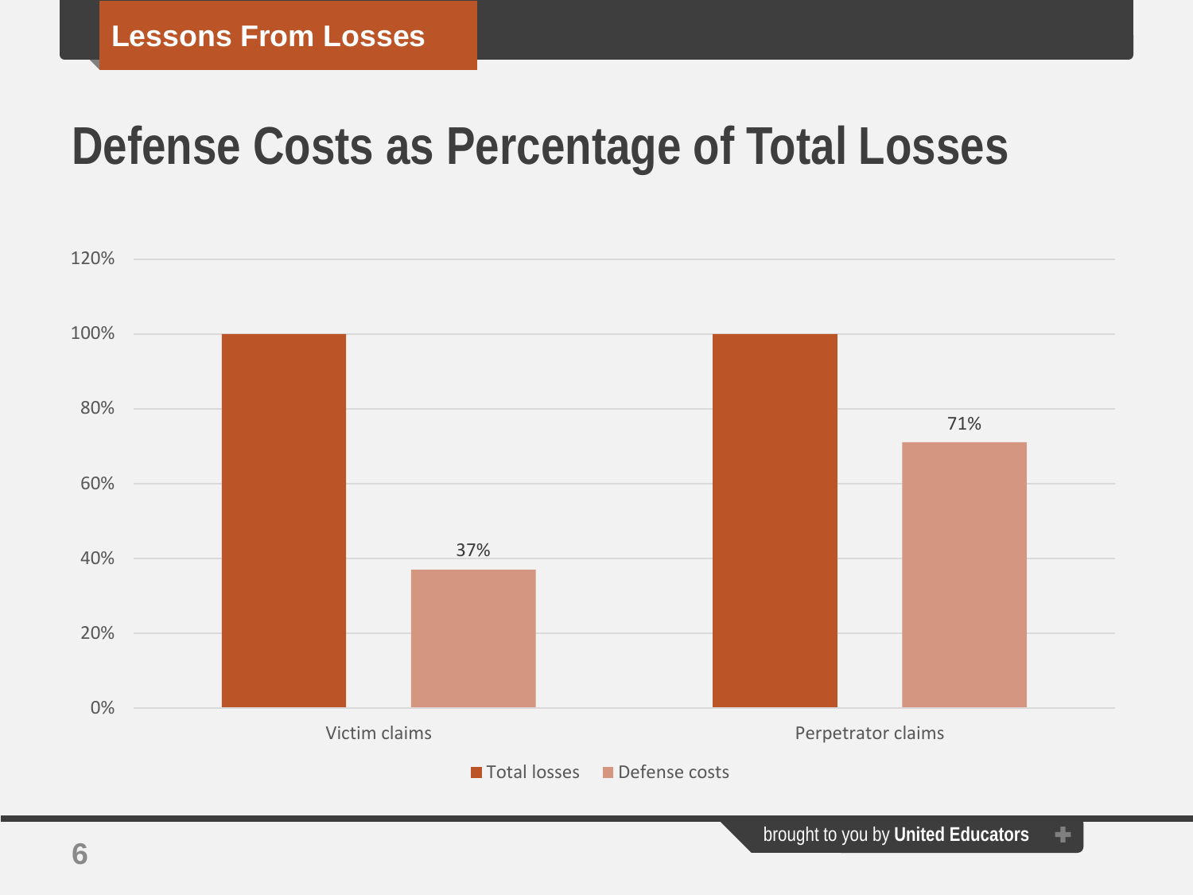Lessons From Losses

# Defense Costs as Percentage of Total Losses

| | Total losses | Defense costs |
|---|---|---|
| Victim claims | 100% | 37% |
| Perpetrator claims | 100% | 71% |

brought to you by **United Educators**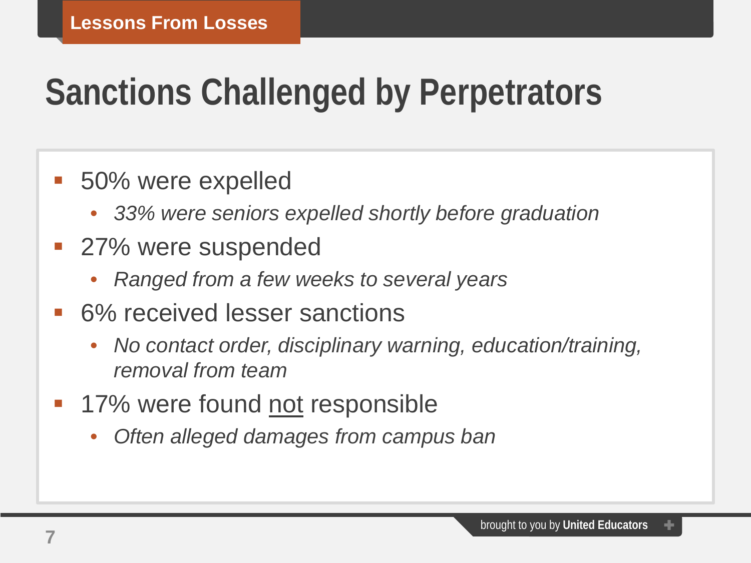Lessons From Losses

# Sanctions Challenged by Perpetrators

- 50% were expelled
  - *33% were seniors expelled shortly before graduation*
- 27% were suspended
  - *Ranged from a few weeks to several years*
- 6% received lesser sanctions
  - *No contact order, disciplinary warning, education/training, removal from team*
- 17% were found <u>not</u> responsible
  - *Often alleged damages from campus ban*

brought to you by **United Educators**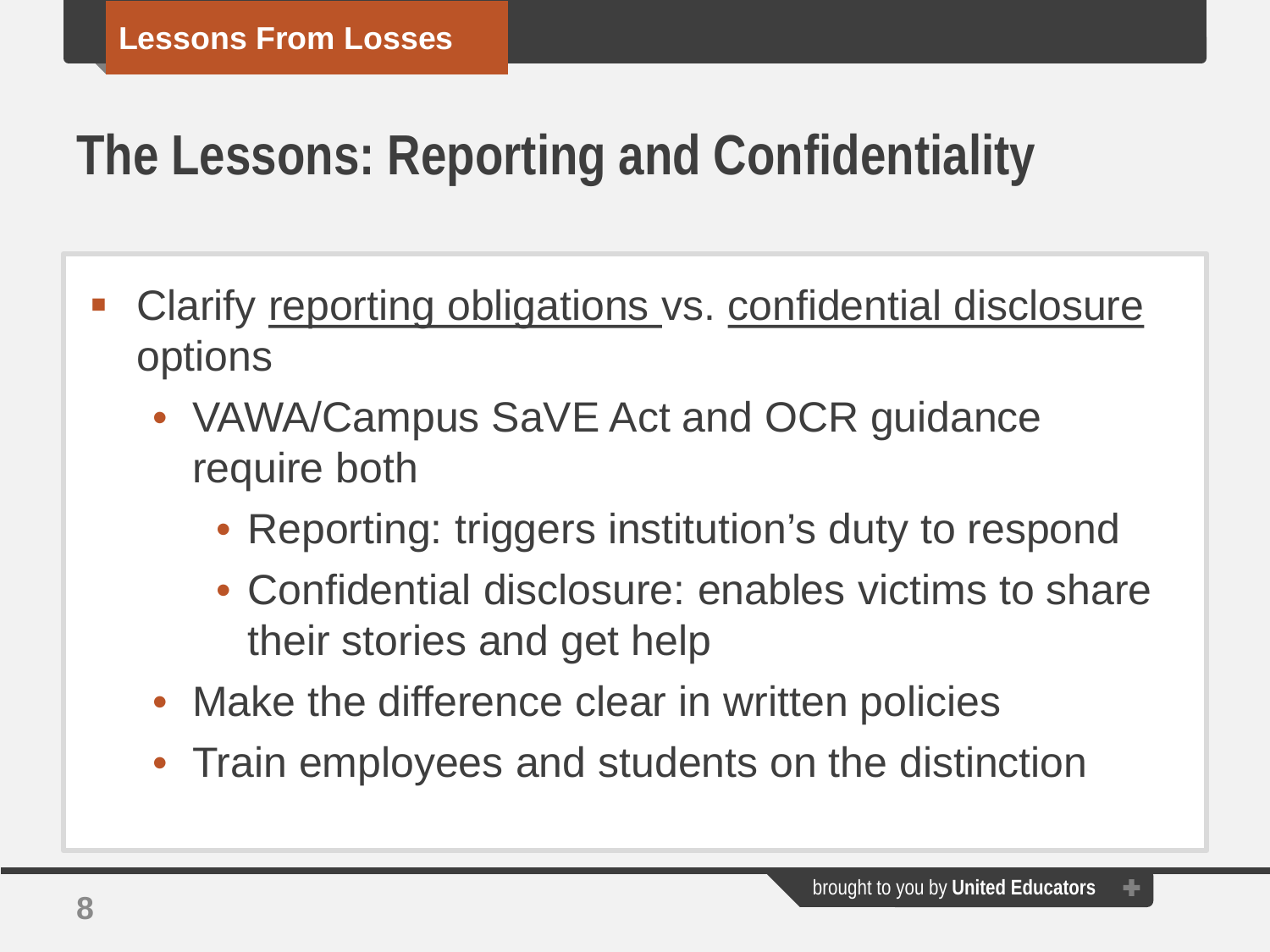## The Lessons: Reporting and Confidentiality

- Clarify reporting obligations vs. confidential disclosure options
  - VAWA/Campus SaVE Act and OCR guidance require both
    - Reporting: triggers institution's duty to respond
    - Confidential disclosure: enables victims to share their stories and get help
  - Make the difference clear in written policies
  - Train employees and students on the distinction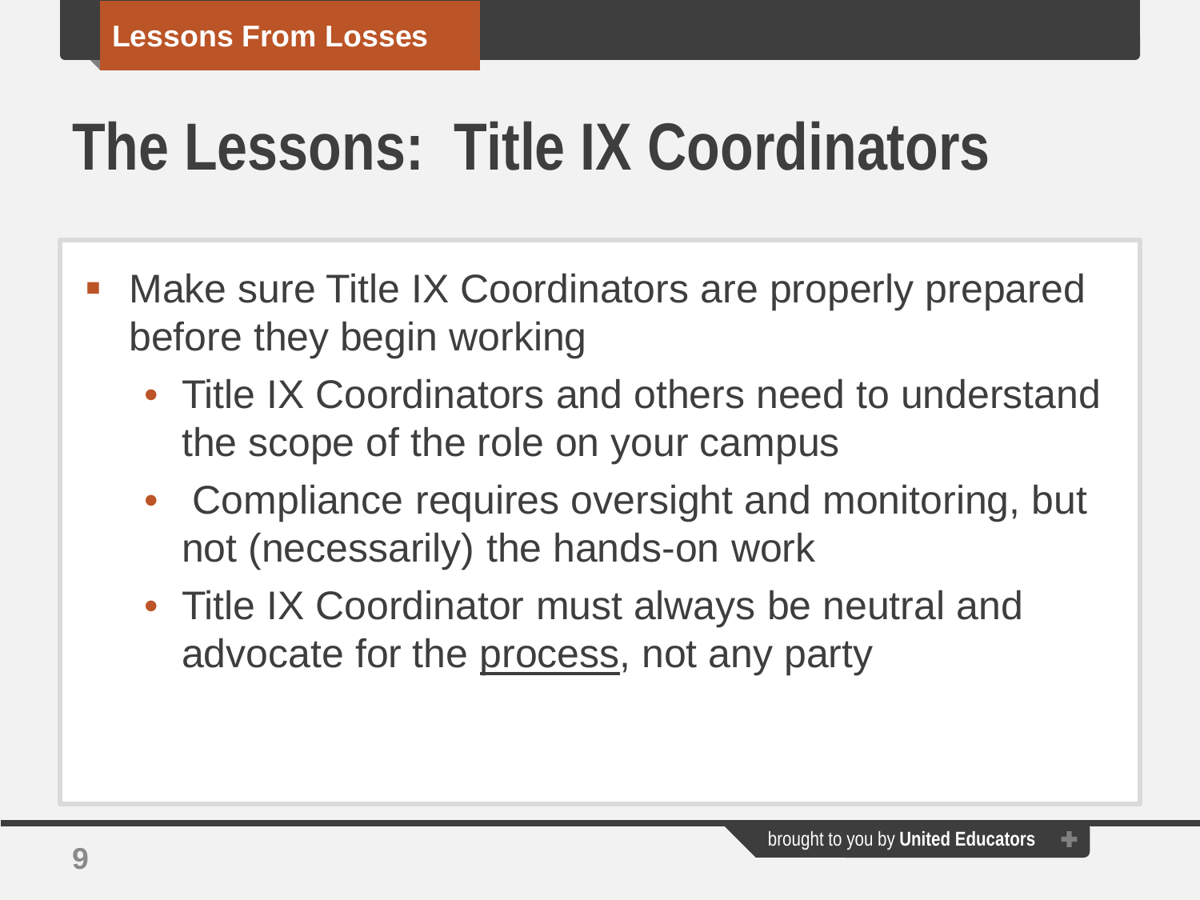# The Lessons: Title IX Coordinators

- Make sure Title IX Coordinators are properly prepared before they begin working
  - Title IX Coordinators and others need to understand the scope of the role on your campus
  - Compliance requires oversight and monitoring, but not (necessarily) the hands-on work
  - Title IX Coordinator must always be neutral and advocate for the <u>process</u>, not any party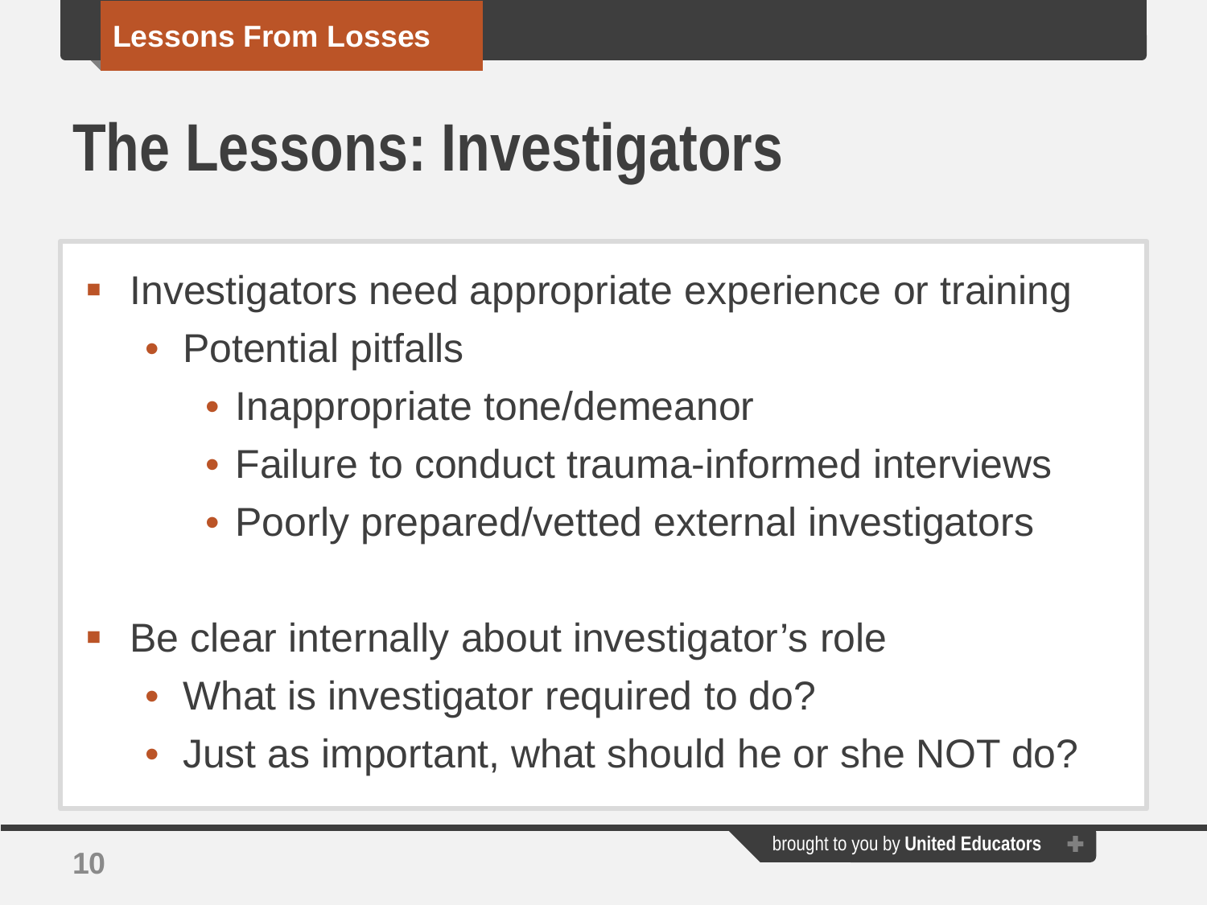Lessons From Losses

# The Lessons: Investigators

- Investigators need appropriate experience or training
  - Potential pitfalls
    - Inappropriate tone/demeanor
    - Failure to conduct trauma-informed interviews
    - Poorly prepared/vetted external investigators

- Be clear internally about investigator's role
  - What is investigator required to do?
  - Just as important, what should he or she NOT do?

brought to you by **United Educators**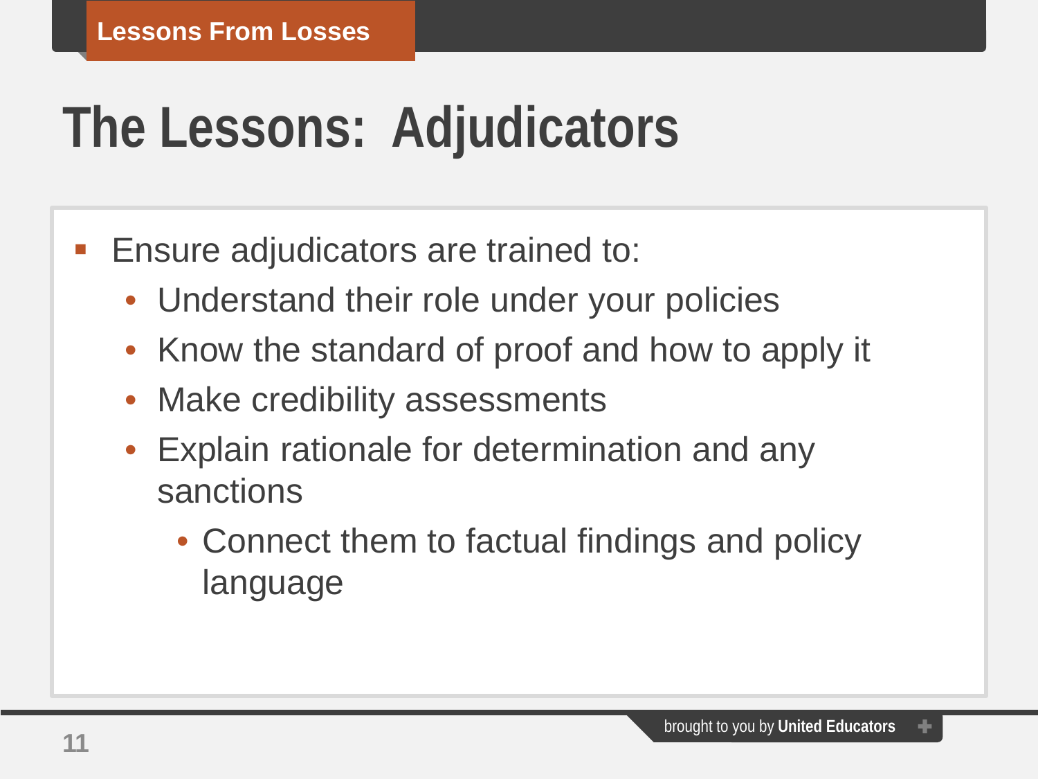Lessons From Losses

# The Lessons: Adjudicators

- Ensure adjudicators are trained to:
  - Understand their role under your policies
  - Know the standard of proof and how to apply it
  - Make credibility assessments
  - Explain rationale for determination and any sanctions
    - Connect them to factual findings and policy language

brought to you by **United Educators**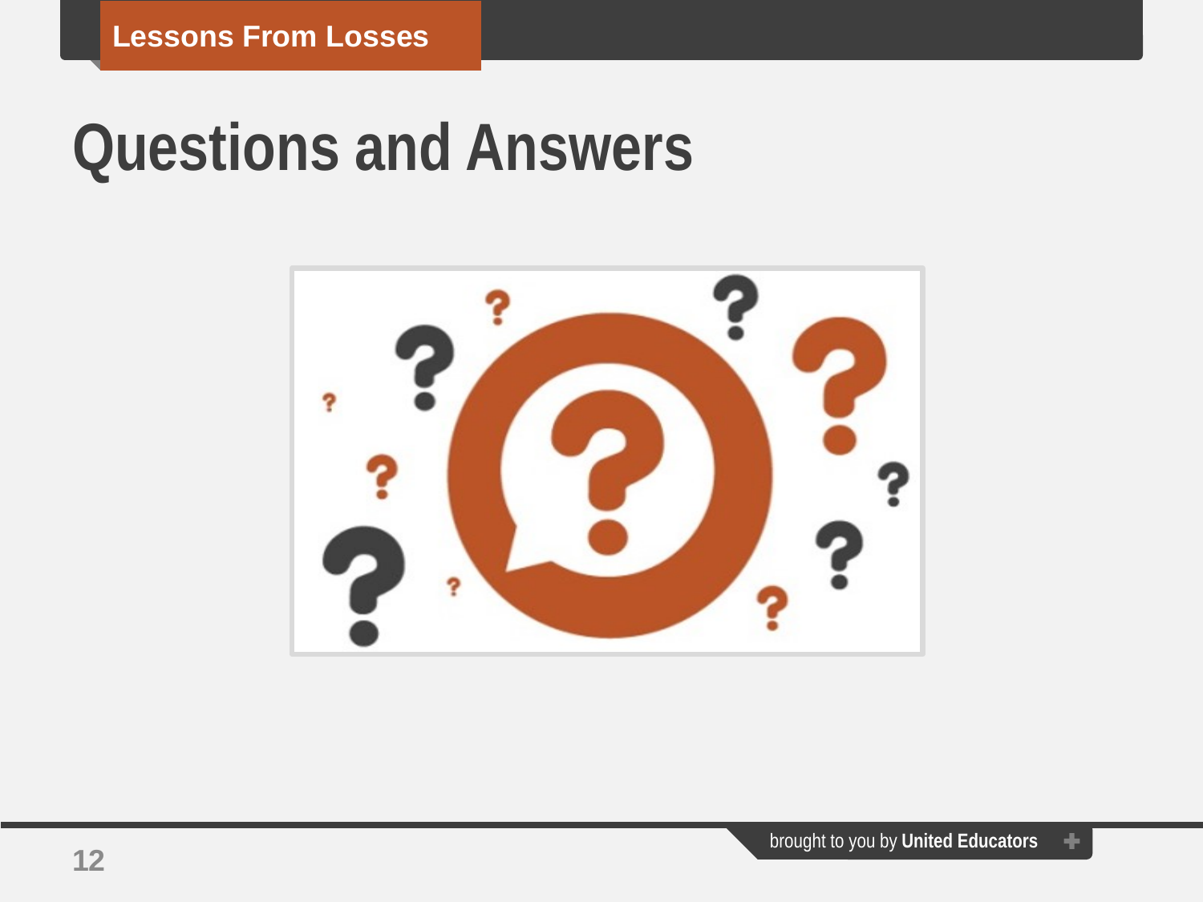# Questions and Answers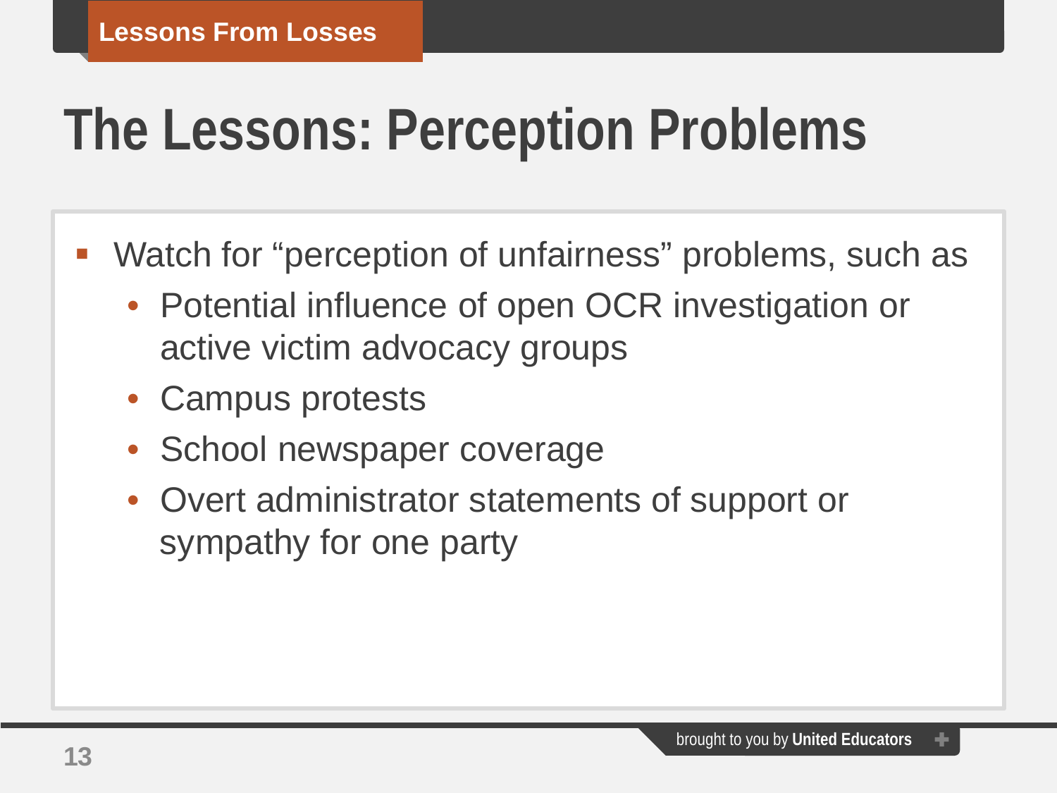# The Lessons: Perception Problems

- Watch for "perception of unfairness" problems, such as
  - Potential influence of open OCR investigation or active victim advocacy groups
  - Campus protests
  - School newspaper coverage
  - Overt administrator statements of support or sympathy for one party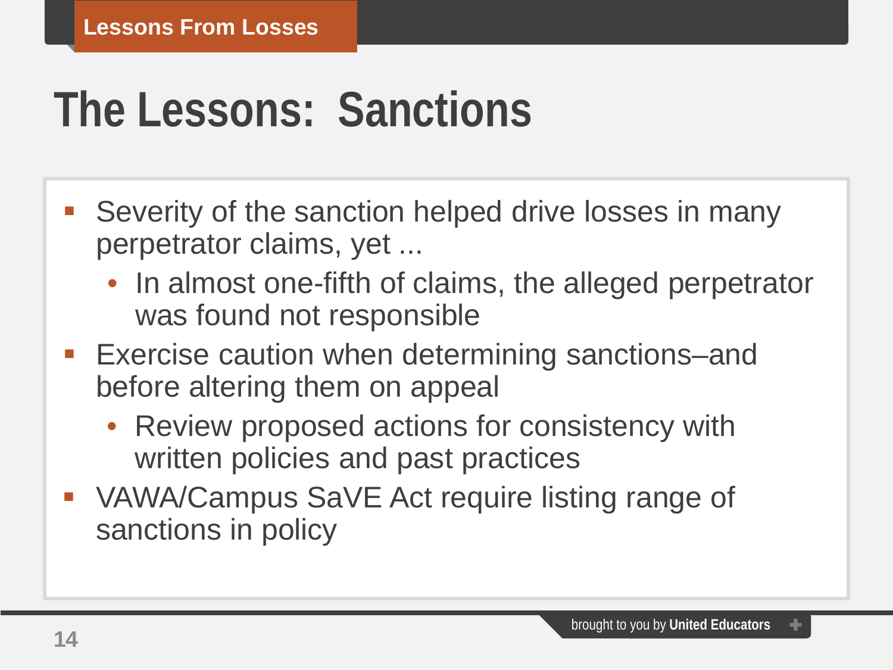# The Lessons: Sanctions

- Severity of the sanction helped drive losses in many perpetrator claims, yet ...
  - In almost one-fifth of claims, the alleged perpetrator was found not responsible
- Exercise caution when determining sanctions–and before altering them on appeal
  - Review proposed actions for consistency with written policies and past practices
- VAWA/Campus SaVE Act require listing range of sanctions in policy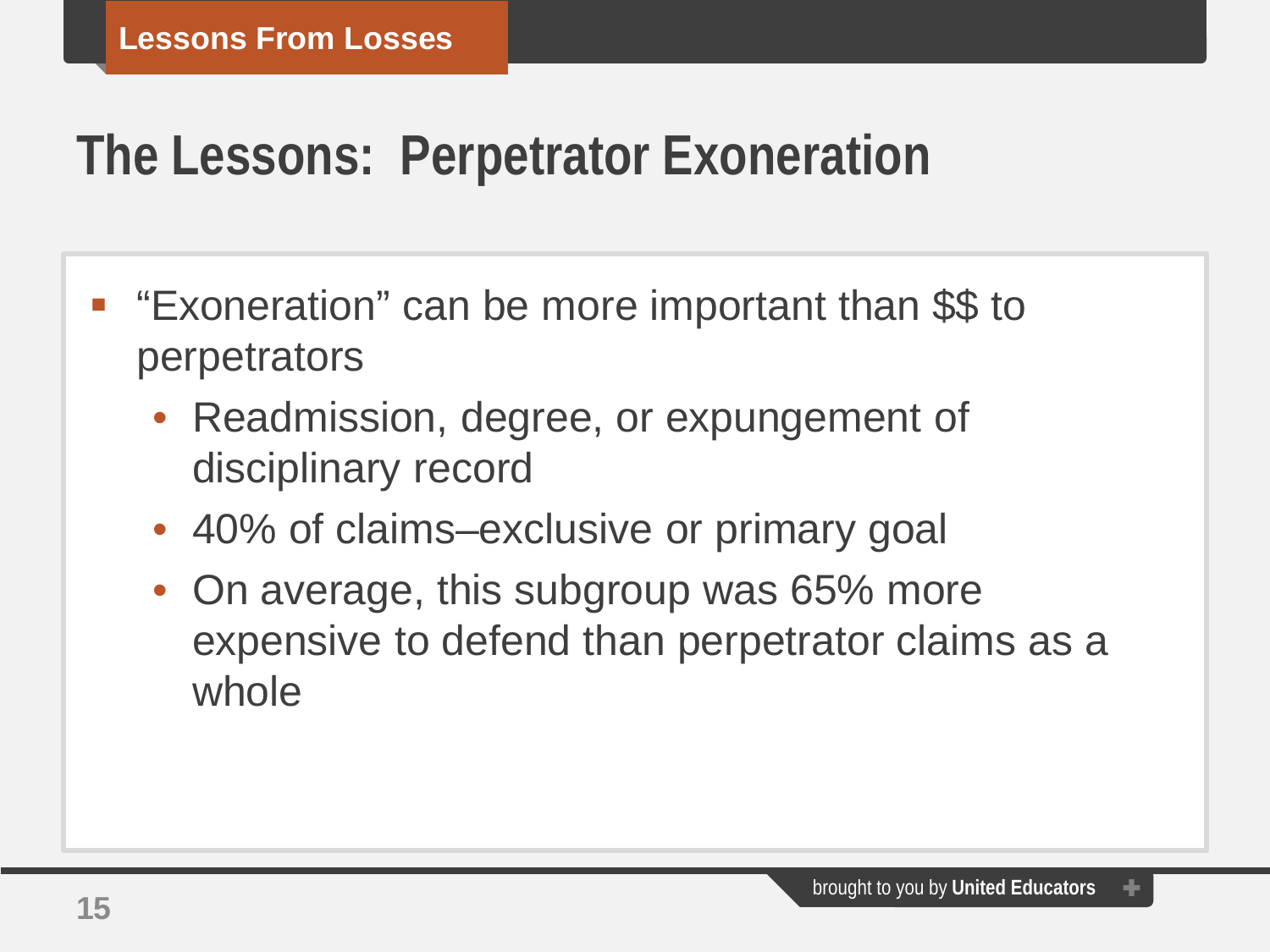# The Lessons: Perpetrator Exoneration

- "Exoneration" can be more important than $$ to perpetrators
  - Readmission, degree, or expungement of disciplinary record
  - 40% of claims–exclusive or primary goal
  - On average, this subgroup was 65% more expensive to defend than perpetrator claims as a whole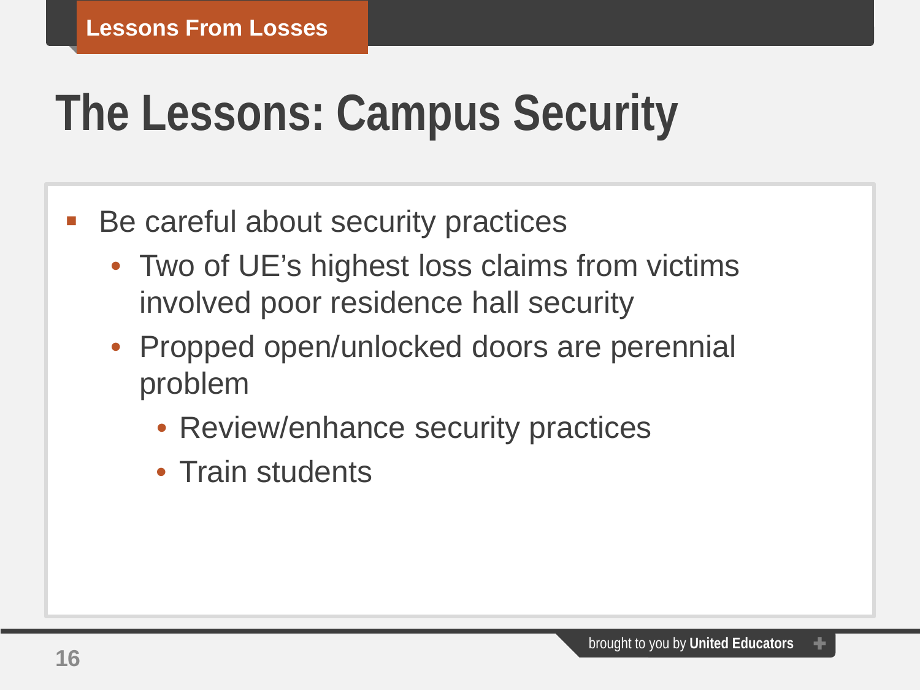Lessons From Losses

# The Lessons: Campus Security

- Be careful about security practices
  - Two of UE's highest loss claims from victims involved poor residence hall security
  - Propped open/unlocked doors are perennial problem
    - Review/enhance security practices
    - Train students

brought to you by **United Educators**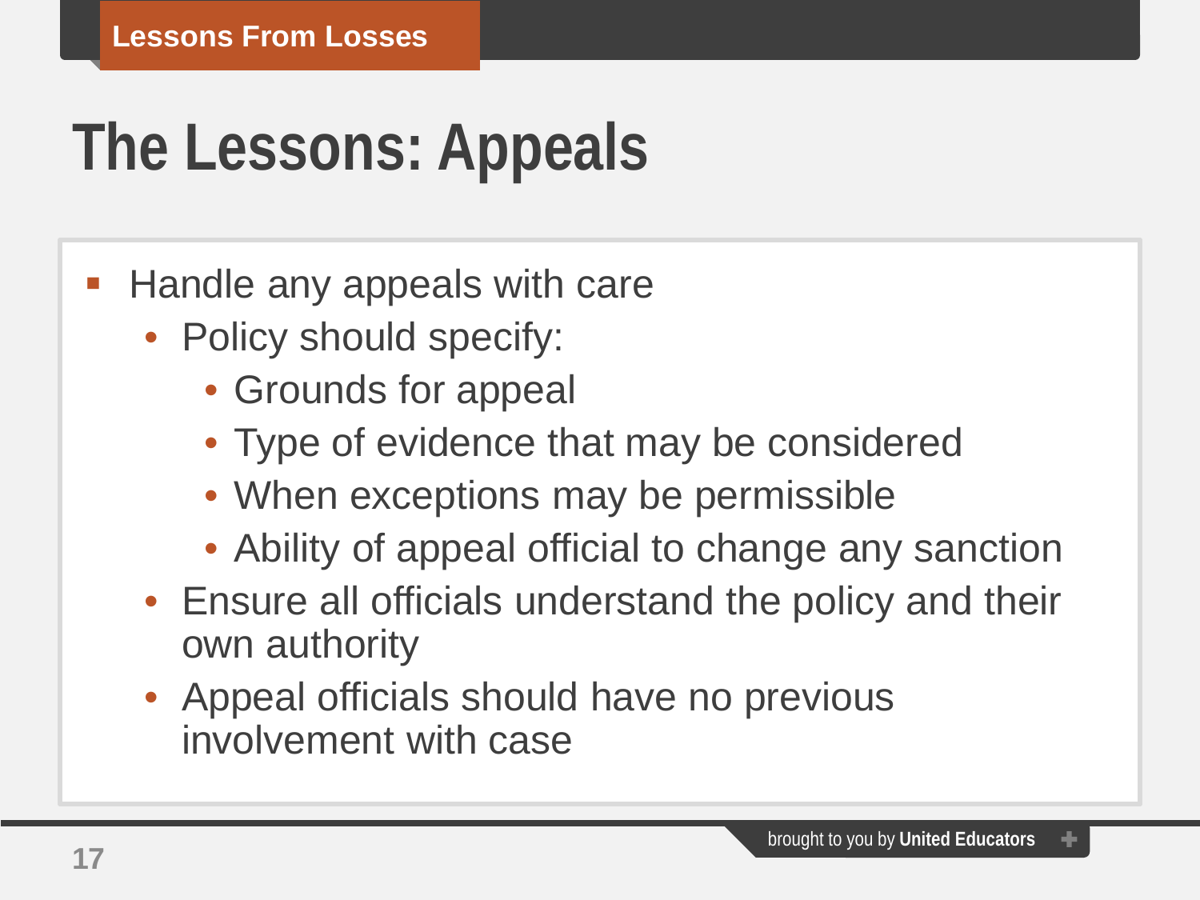# The Lessons: Appeals

- Handle any appeals with care
  - Policy should specify:
    - Grounds for appeal
    - Type of evidence that may be considered
    - When exceptions may be permissible
    - Ability of appeal official to change any sanction
  - Ensure all officials understand the policy and their own authority
  - Appeal officials should have no previous involvement with case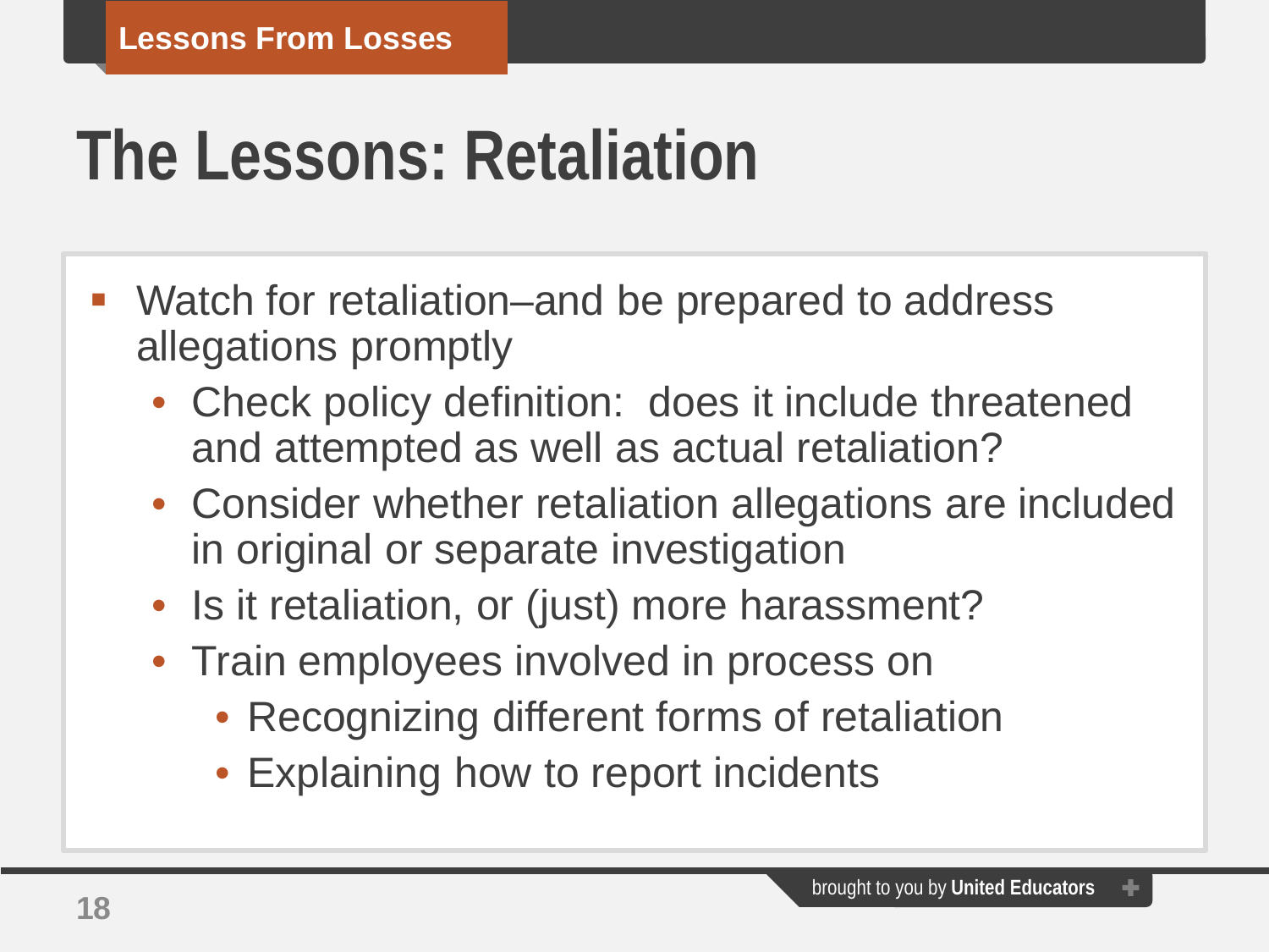# The Lessons: Retaliation

- Watch for retaliation–and be prepared to address allegations promptly
  - Check policy definition:  does it include threatened and attempted as well as actual retaliation?
  - Consider whether retaliation allegations are included in original or separate investigation
  - Is it retaliation, or (just) more harassment?
  - Train employees involved in process on
    - Recognizing different forms of retaliation
    - Explaining how to report incidents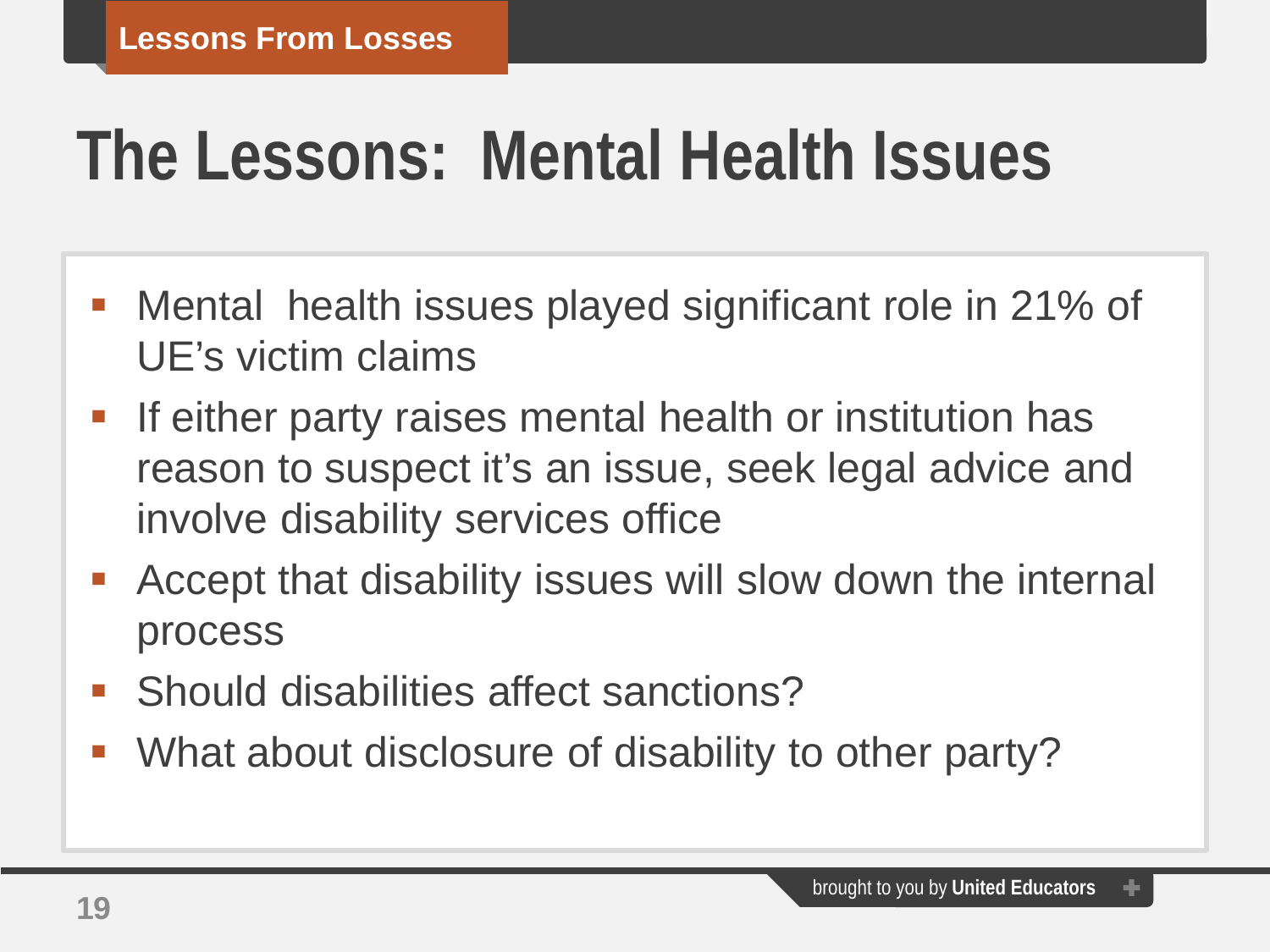# The Lessons:  Mental Health Issues

- Mental  health issues played significant role in 21% of UE's victim claims
- If either party raises mental health or institution has reason to suspect it's an issue, seek legal advice and involve disability services office
- Accept that disability issues will slow down the internal process
- Should disabilities affect sanctions?
- What about disclosure of disability to other party?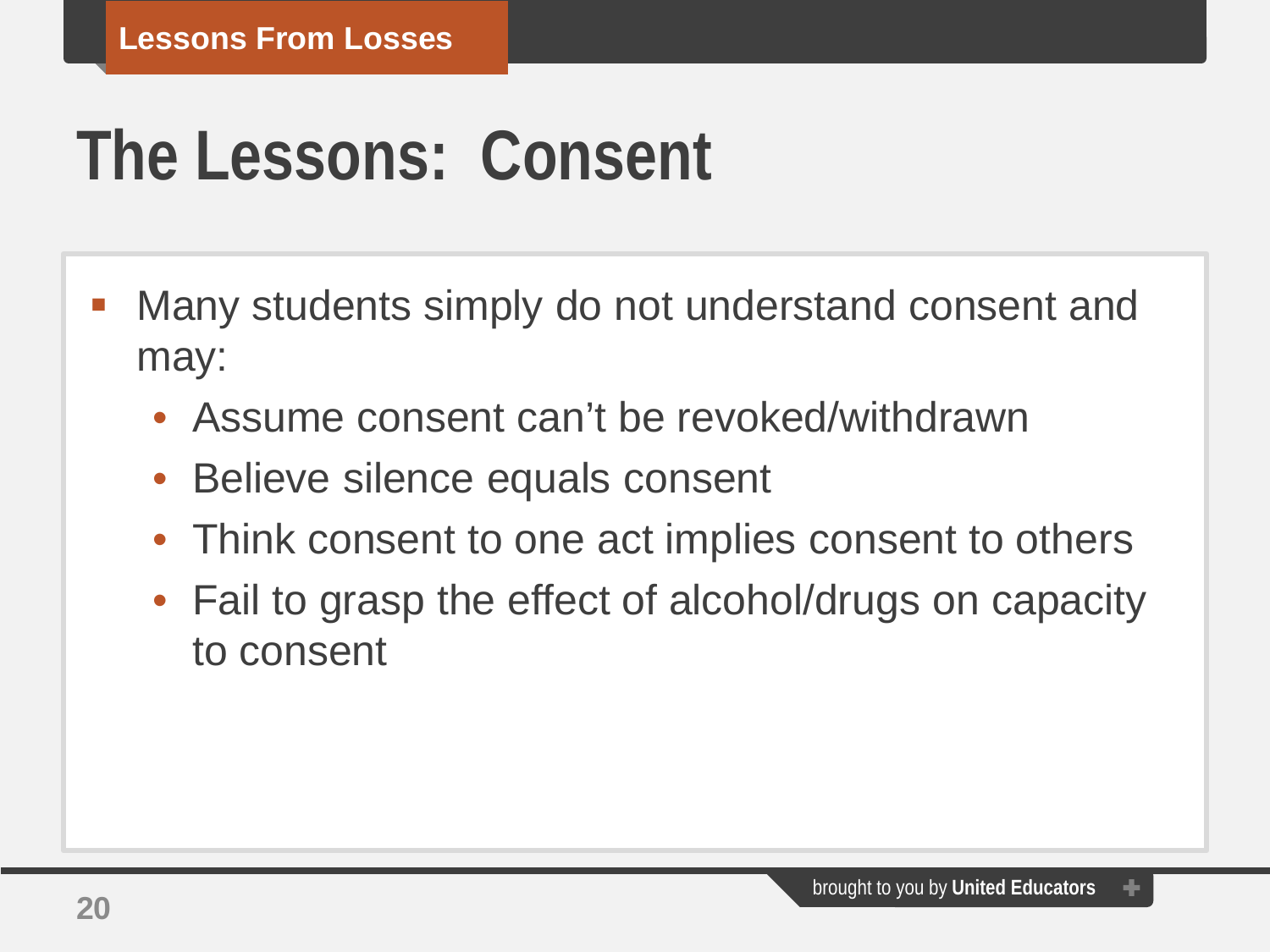# The Lessons: Consent

- Many students simply do not understand consent and may:
  - Assume consent can’t be revoked/withdrawn
  - Believe silence equals consent
  - Think consent to one act implies consent to others
  - Fail to grasp the effect of alcohol/drugs on capacity to consent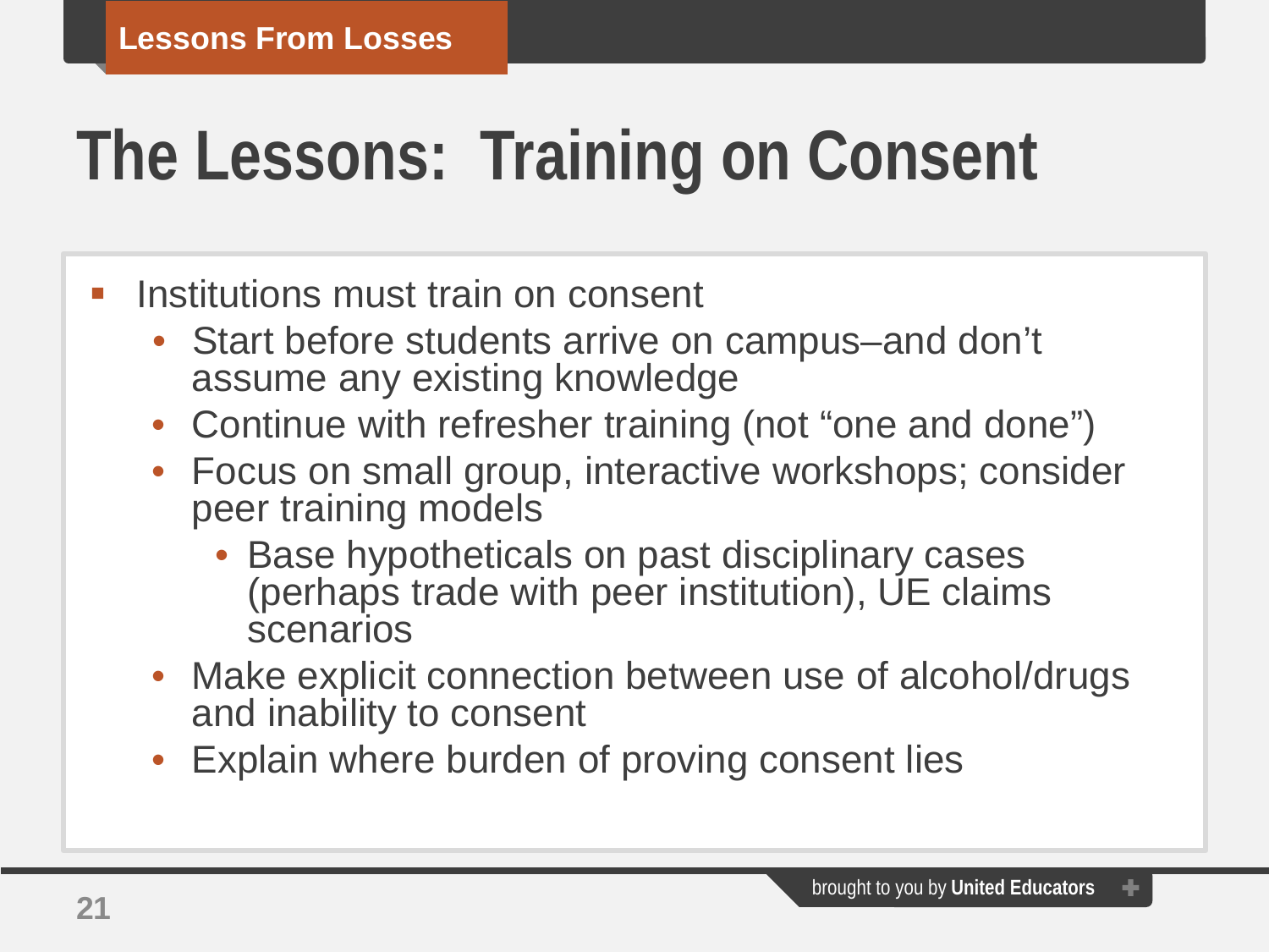Lessons From Losses

# The Lessons: Training on Consent

- Institutions must train on consent
  - Start before students arrive on campus–and don't assume any existing knowledge
  - Continue with refresher training (not "one and done")
  - Focus on small group, interactive workshops; consider peer training models
    - Base hypotheticals on past disciplinary cases (perhaps trade with peer institution), UE claims scenarios
  - Make explicit connection between use of alcohol/drugs and inability to consent
  - Explain where burden of proving consent lies

brought to you by **United Educators**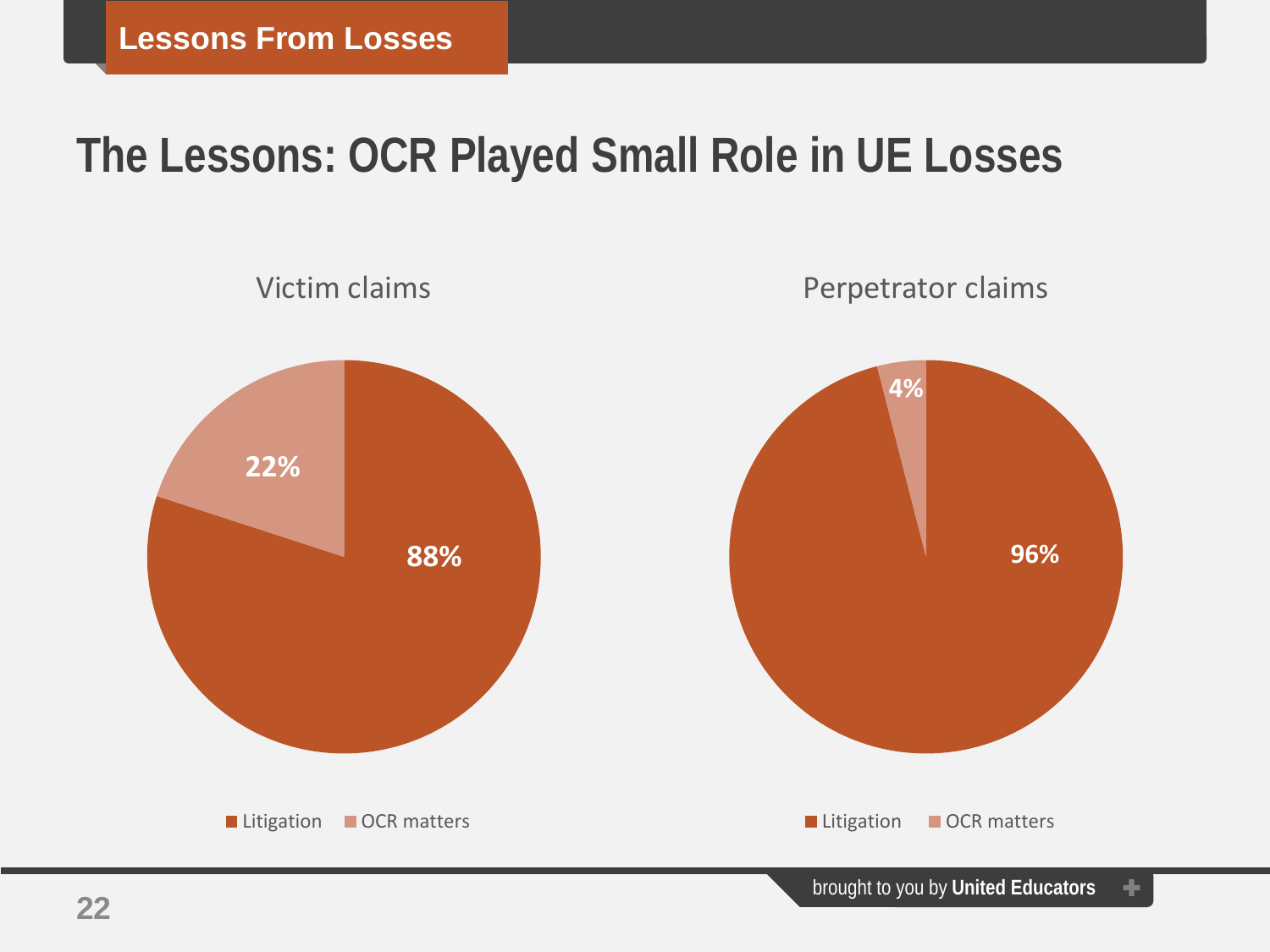Lessons From Losses

# The Lessons: OCR Played Small Role in UE Losses

Victim claims

| Category | Share |
|---|---|
| Litigation | 88% |
| OCR matters | 22% |

Perpetrator claims

| Category | Share |
|---|---|
| Litigation | 96% |
| OCR matters | 4% |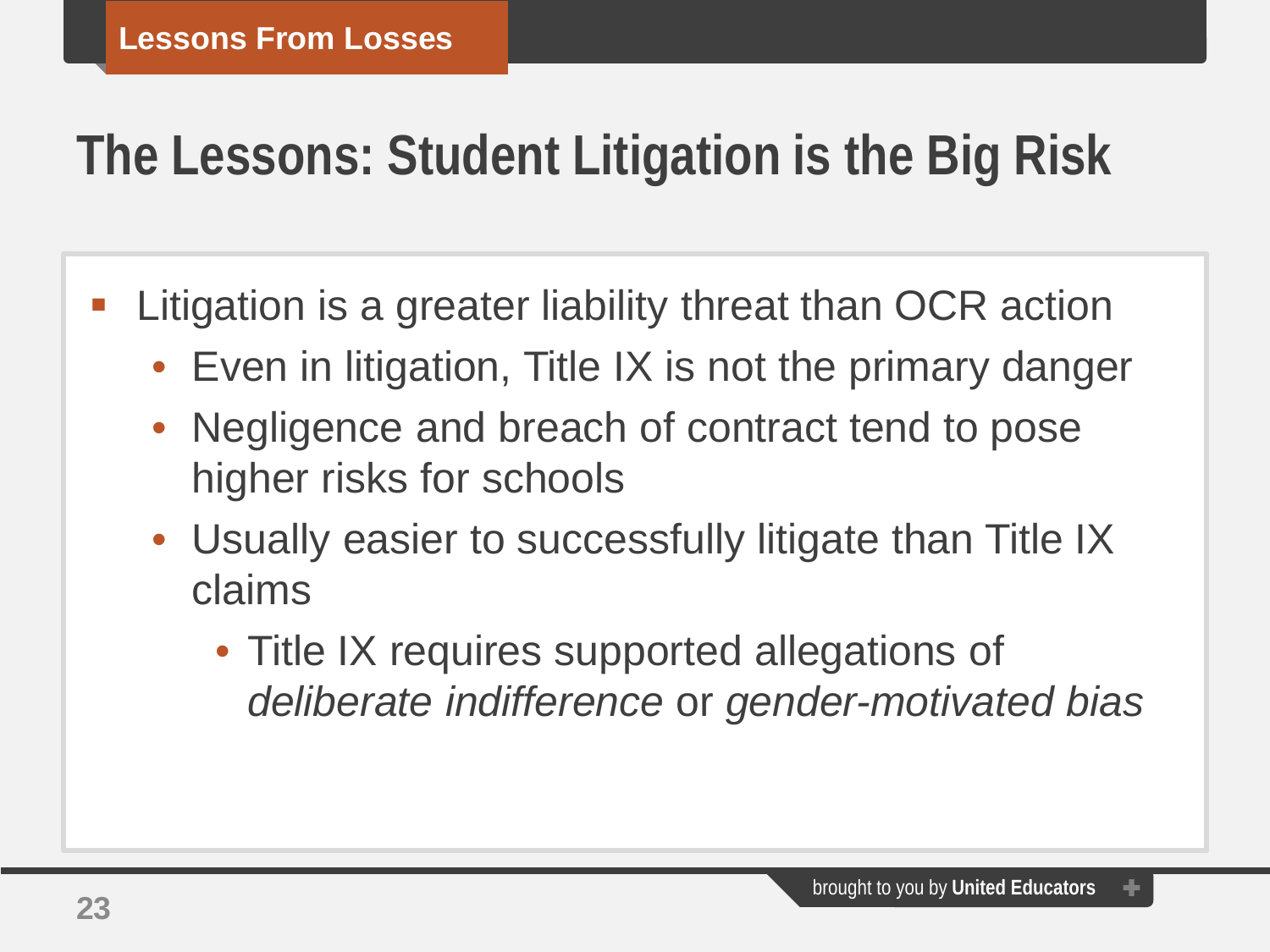Lessons From Losses

# The Lessons: Student Litigation is the Big Risk

- Litigation is a greater liability threat than OCR action
  - Even in litigation, Title IX is not the primary danger
  - Negligence and breach of contract tend to pose higher risks for schools
  - Usually easier to successfully litigate than Title IX claims
    - Title IX requires supported allegations of *deliberate indifference* or *gender-motivated bias*

brought to you by **United Educators**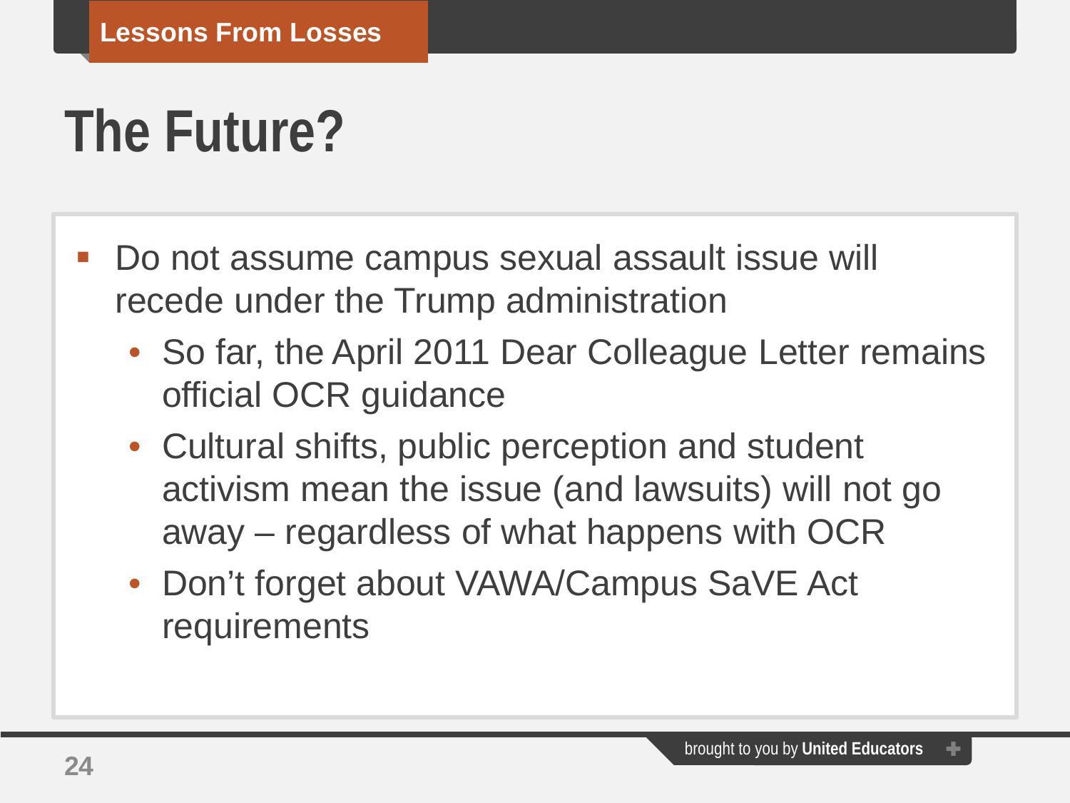Lessons From Losses

# The Future?

- Do not assume campus sexual assault issue will recede under the Trump administration
  - So far, the April 2011 Dear Colleague Letter remains official OCR guidance
  - Cultural shifts, public perception and student activism mean the issue (and lawsuits) will not go away – regardless of what happens with OCR
  - Don't forget about VAWA/Campus SaVE Act requirements

brought to you by **United Educators**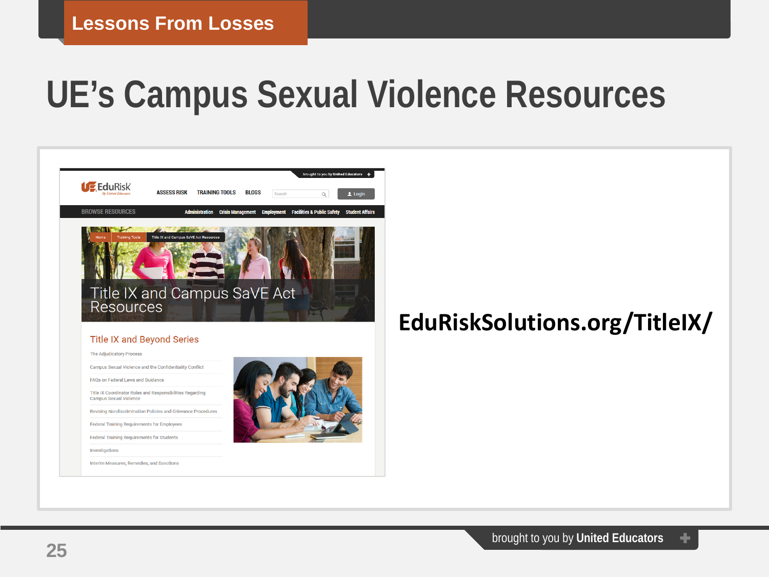# UE's Campus Sexual Violence Resources

**EduRiskSolutions.org/TitleIX/**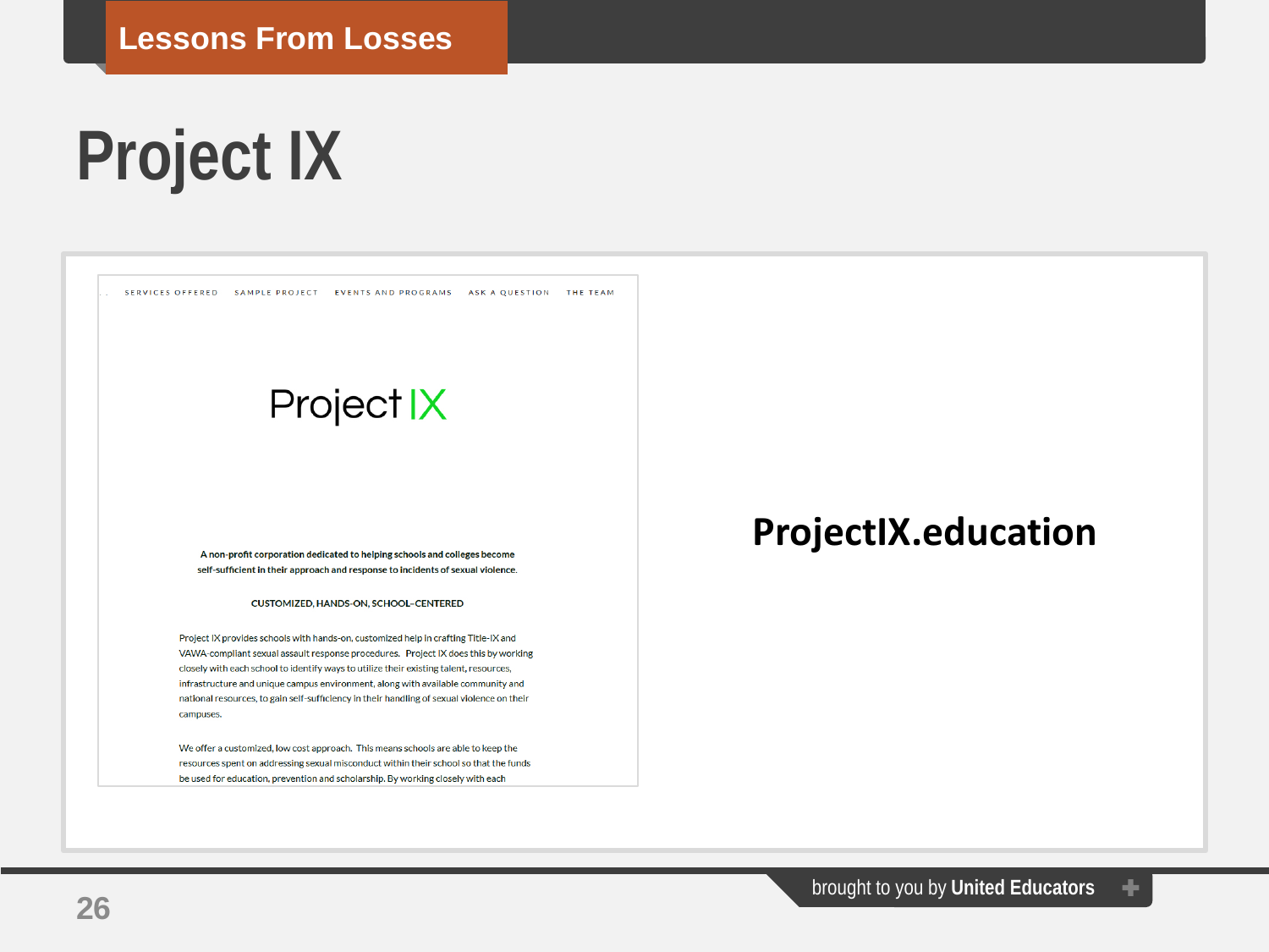Lessons From Losses

# Project IX

SERVICES OFFERED   SAMPLE PROJECT   EVENTS AND PROGRAMS   ASK A QUESTION   THE TEAM

Project IX

**A non-profit corporation dedicated to helping schools and colleges become self-sufficient in their approach and response to incidents of sexual violence.**

CUSTOMIZED, HANDS-ON, SCHOOL-CENTERED

Project IX provides schools with hands-on, customized help in crafting Title-IX and VAWA-compliant sexual assault response procedures. Project IX does this by working closely with each school to identify ways to utilize their existing talent, resources, infrastructure and unique campus environment, along with available community and national resources, to gain self-sufficiency in their handling of sexual violence on their campuses.

We offer a customized, low cost approach. This means schools are able to keep the resources spent on addressing sexual misconduct within their school so that the funds be used for education, prevention and scholarship. By working closely with each

**ProjectIX.education**

brought to you by **United Educators**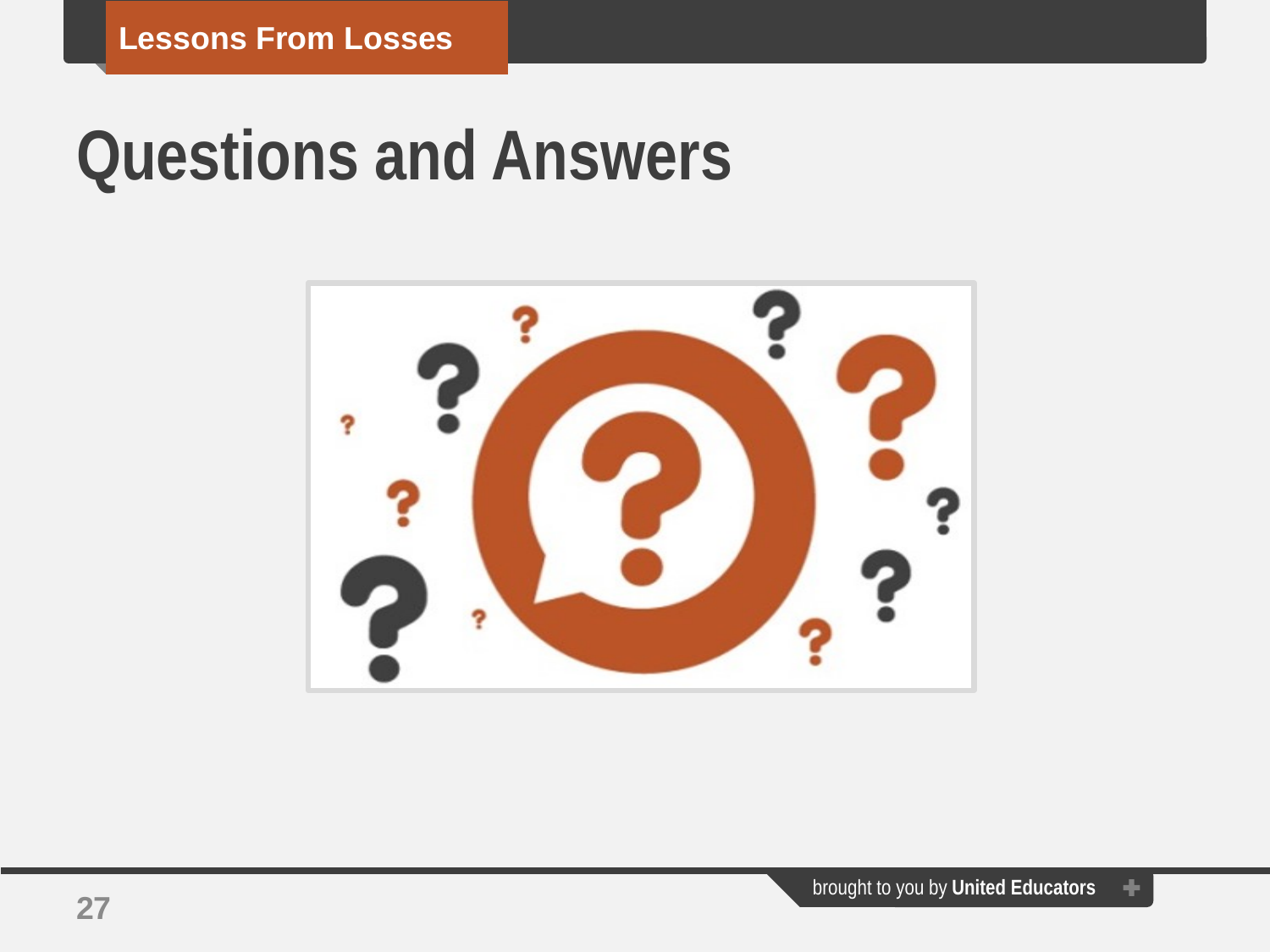# Questions and Answers